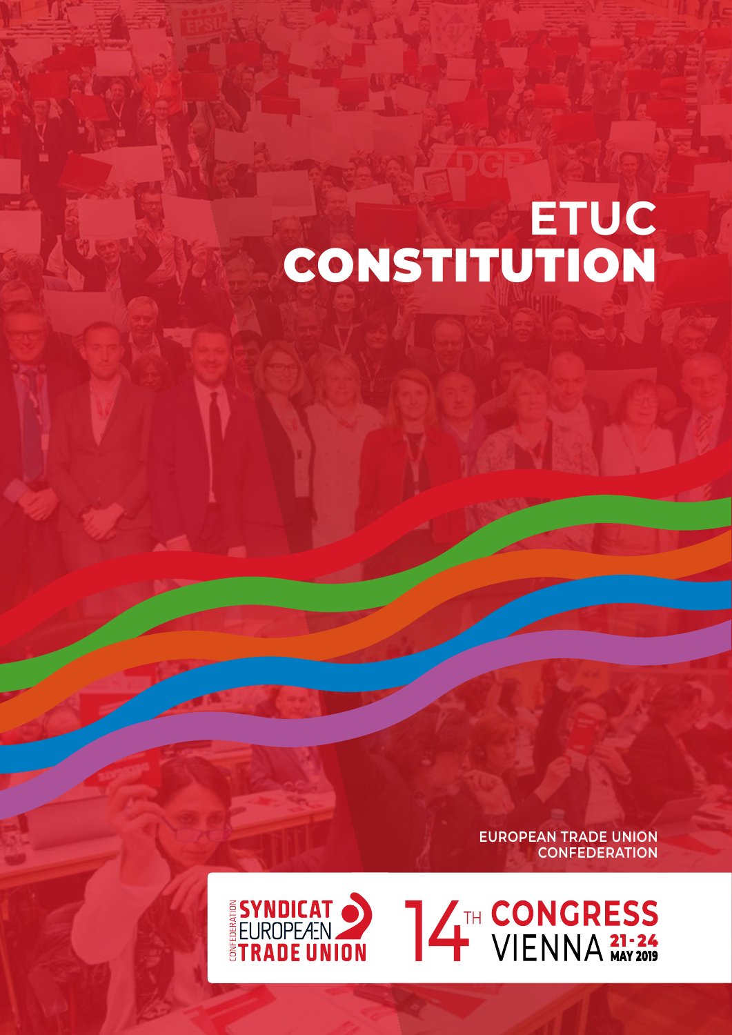# ETUC CONSTITUTION

EUROPEAN TRADE UNION CONFEDERATION

CONFEDERATION SYNDICAT EUROPEÆN TRADE UNION

14TH CONGRESS VIENNA 21-24 MAY 2019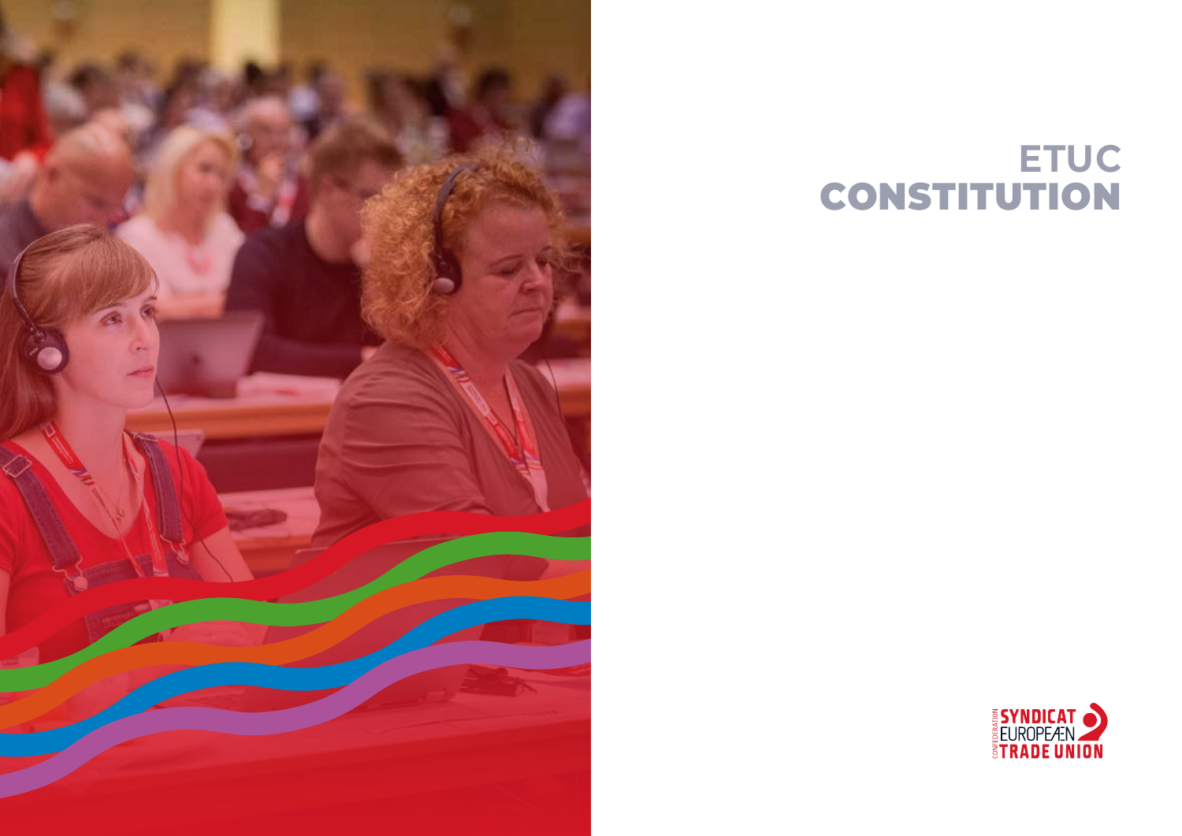# ETUC CONSTITUTION

CONFEDERATION SYNDICAT EUROPEAN TRADE UNION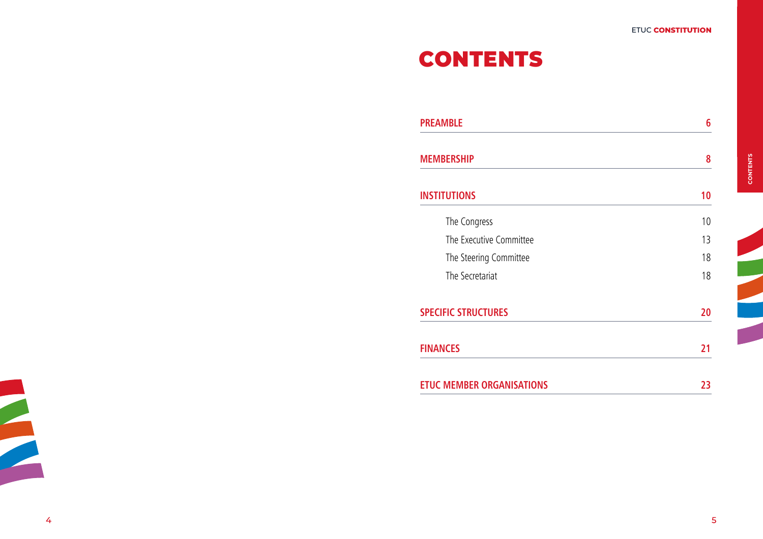# CONTENTS

| | |
|---|---|
| **PREAMBLE** | **6** |
| **MEMBERSHIP** | **8** |
| **INSTITUTIONS** | **10** |
| The Congress | 10 |
| The Executive Committee | 13 |
| The Steering Committee | 18 |
| The Secretariat | 18 |
| **SPECIFIC STRUCTURES** | **20** |
| **FINANCES** | **21** |
| **ETUC MEMBER ORGANISATIONS** | **23** |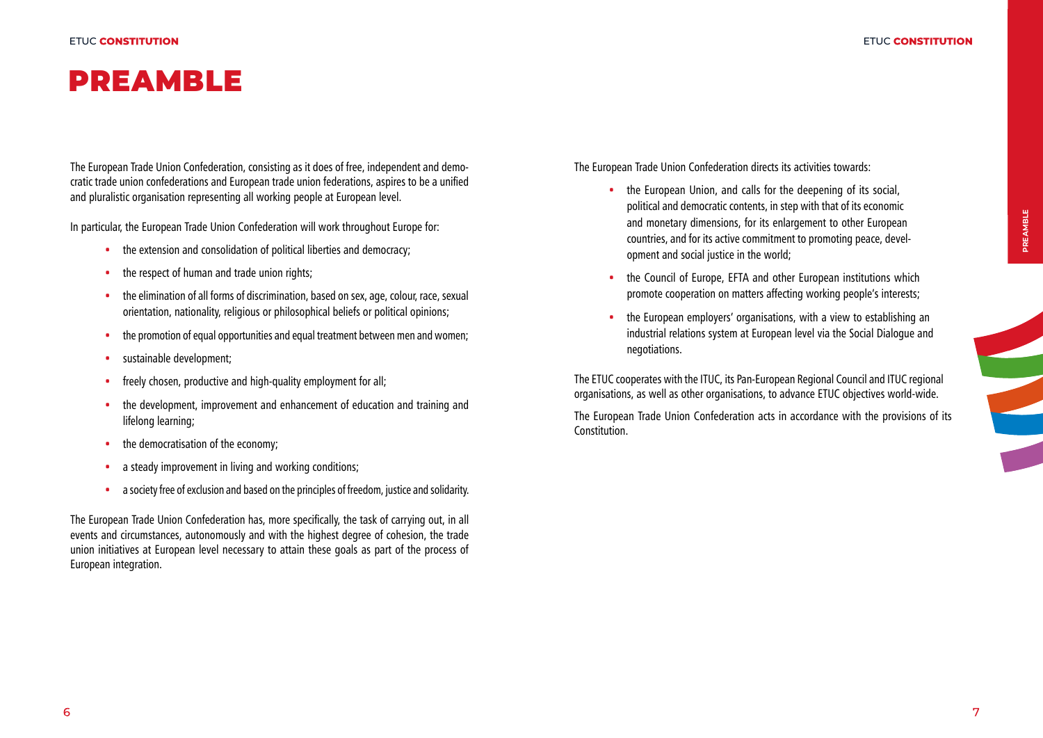# PREAMBLE

The European Trade Union Confederation, consisting as it does of free, independent and democratic trade union confederations and European trade union federations, aspires to be a unified and pluralistic organisation representing all working people at European level.

In particular, the European Trade Union Confederation will work throughout Europe for:

- the extension and consolidation of political liberties and democracy;
- the respect of human and trade union rights;
- the elimination of all forms of discrimination, based on sex, age, colour, race, sexual orientation, nationality, religious or philosophical beliefs or political opinions;
- the promotion of equal opportunities and equal treatment between men and women;
- sustainable development;
- freely chosen, productive and high-quality employment for all;
- the development, improvement and enhancement of education and training and lifelong learning;
- the democratisation of the economy;
- a steady improvement in living and working conditions;
- a society free of exclusion and based on the principles of freedom, justice and solidarity.

The European Trade Union Confederation has, more specifically, the task of carrying out, in all events and circumstances, autonomously and with the highest degree of cohesion, the trade union initiatives at European level necessary to attain these goals as part of the process of European integration.

The European Trade Union Confederation directs its activities towards:

- the European Union, and calls for the deepening of its social, political and democratic contents, in step with that of its economic and monetary dimensions, for its enlargement to other European countries, and for its active commitment to promoting peace, development and social justice in the world;
- the Council of Europe, EFTA and other European institutions which promote cooperation on matters affecting working people's interests;
- the European employers' organisations, with a view to establishing an industrial relations system at European level via the Social Dialogue and negotiations.

The ETUC cooperates with the ITUC, its Pan-European Regional Council and ITUC regional organisations, as well as other organisations, to advance ETUC objectives world-wide.

The European Trade Union Confederation acts in accordance with the provisions of its Constitution.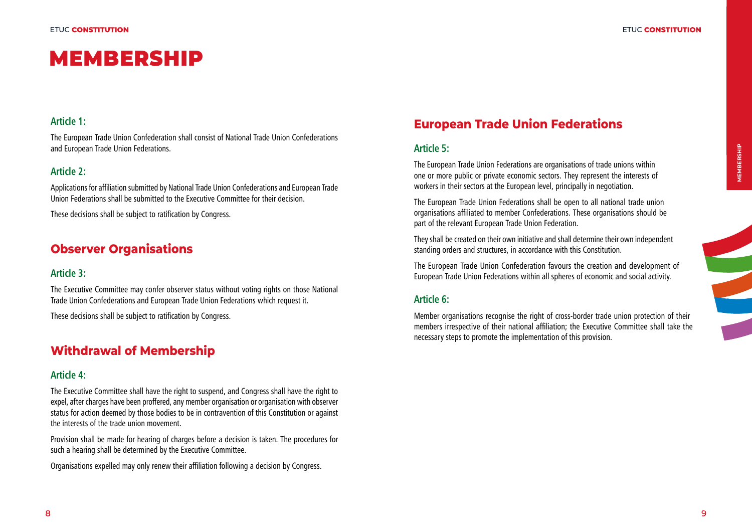# MEMBERSHIP

### Article 1:

The European Trade Union Confederation shall consist of National Trade Union Confederations and European Trade Union Federations.

### Article 2:

Applications for affiliation submitted by National Trade Union Confederations and European Trade Union Federations shall be submitted to the Executive Committee for their decision.

These decisions shall be subject to ratification by Congress.

## Observer Organisations

### Article 3:

The Executive Committee may confer observer status without voting rights on those National Trade Union Confederations and European Trade Union Federations which request it.

These decisions shall be subject to ratification by Congress.

## Withdrawal of Membership

### Article 4:

The Executive Committee shall have the right to suspend, and Congress shall have the right to expel, after charges have been proffered, any member organisation or organisation with observer status for action deemed by those bodies to be in contravention of this Constitution or against the interests of the trade union movement.

Provision shall be made for hearing of charges before a decision is taken. The procedures for such a hearing shall be determined by the Executive Committee.

Organisations expelled may only renew their affiliation following a decision by Congress.

## European Trade Union Federations

### Article 5:

The European Trade Union Federations are organisations of trade unions within one or more public or private economic sectors. They represent the interests of workers in their sectors at the European level, principally in negotiation.

The European Trade Union Federations shall be open to all national trade union organisations affiliated to member Confederations. These organisations should be part of the relevant European Trade Union Federation.

They shall be created on their own initiative and shall determine their own independent standing orders and structures, in accordance with this Constitution.

The European Trade Union Confederation favours the creation and development of European Trade Union Federations within all spheres of economic and social activity.

### Article 6:

Member organisations recognise the right of cross-border trade union protection of their members irrespective of their national affiliation; the Executive Committee shall take the necessary steps to promote the implementation of this provision.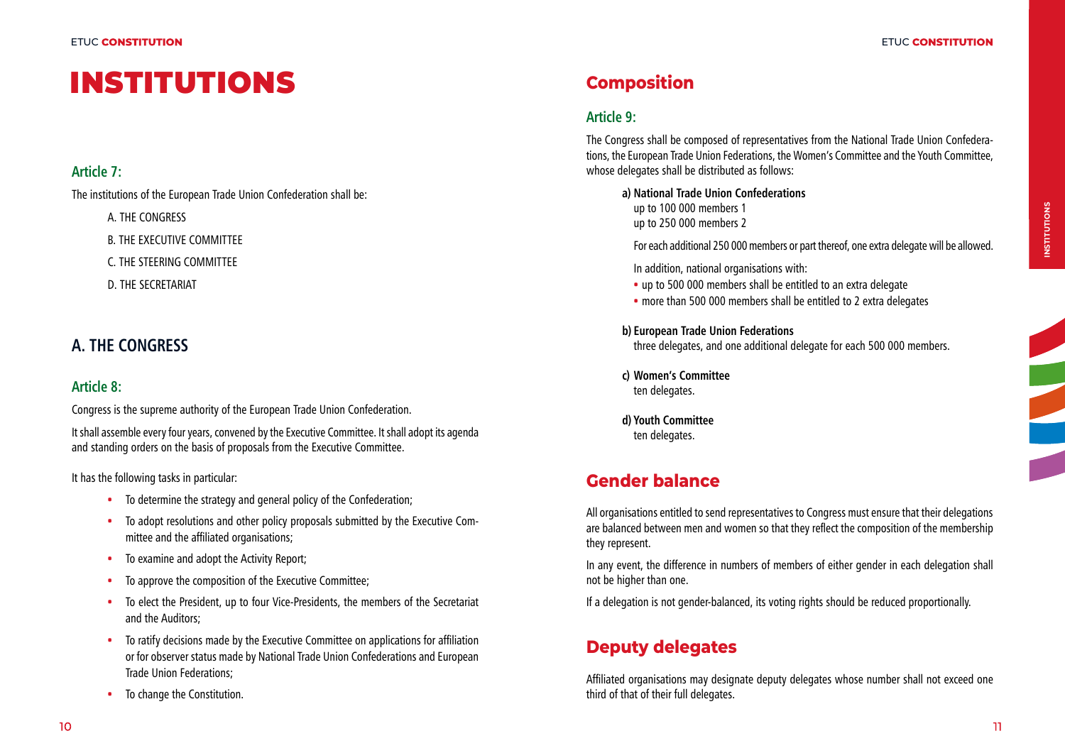# INSTITUTIONS

### Article 7:

The institutions of the European Trade Union Confederation shall be:

A. THE CONGRESS

B. THE EXECUTIVE COMMITTEE

C. THE STEERING COMMITTEE

D. THE SECRETARIAT

## A. THE CONGRESS

### Article 8:

Congress is the supreme authority of the European Trade Union Confederation.

It shall assemble every four years, convened by the Executive Committee. It shall adopt its agenda and standing orders on the basis of proposals from the Executive Committee.

It has the following tasks in particular:

- To determine the strategy and general policy of the Confederation;
- To adopt resolutions and other policy proposals submitted by the Executive Committee and the affiliated organisations;
- To examine and adopt the Activity Report;
- To approve the composition of the Executive Committee;
- To elect the President, up to four Vice-Presidents, the members of the Secretariat and the Auditors;
- To ratify decisions made by the Executive Committee on applications for affiliation or for observer status made by National Trade Union Confederations and European Trade Union Federations;
- To change the Constitution.

## Composition

### Article 9:

The Congress shall be composed of representatives from the National Trade Union Confederations, the European Trade Union Federations, the Women's Committee and the Youth Committee, whose delegates shall be distributed as follows:

**a) National Trade Union Confederations**
up to 100 000 members 1
up to 250 000 members 2

For each additional 250 000 members or part thereof, one extra delegate will be allowed.

In addition, national organisations with:

- up to 500 000 members shall be entitled to an extra delegate
- more than 500 000 members shall be entitled to 2 extra delegates

**b) European Trade Union Federations**
three delegates, and one additional delegate for each 500 000 members.

**c) Women's Committee**
ten delegates.

**d) Youth Committee**
ten delegates.

## Gender balance

All organisations entitled to send representatives to Congress must ensure that their delegations are balanced between men and women so that they reflect the composition of the membership they represent.

In any event, the difference in numbers of members of either gender in each delegation shall not be higher than one.

If a delegation is not gender-balanced, its voting rights should be reduced proportionally.

## Deputy delegates

Affiliated organisations may designate deputy delegates whose number shall not exceed one third of that of their full delegates.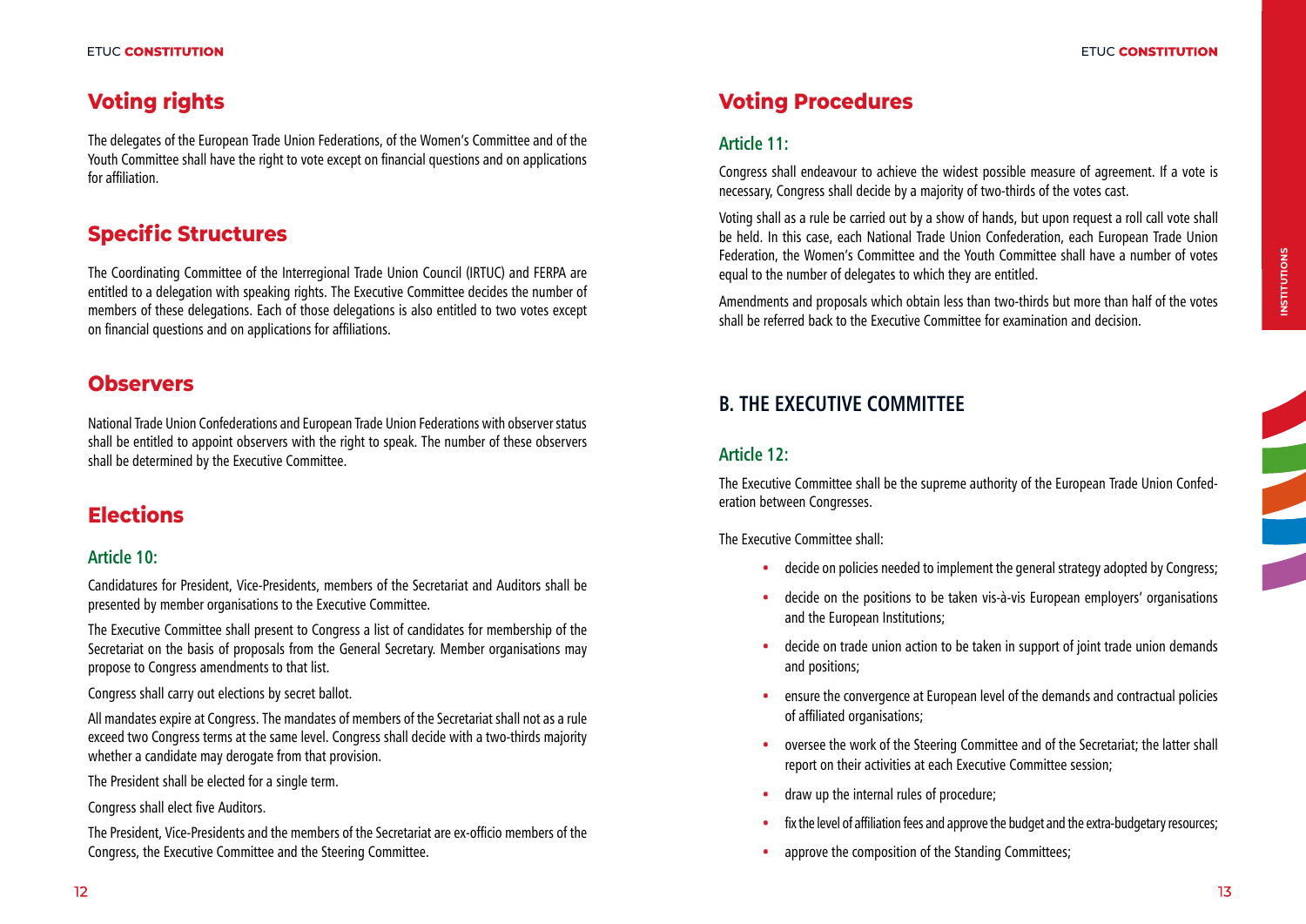## Voting rights

The delegates of the European Trade Union Federations, of the Women's Committee and of the Youth Committee shall have the right to vote except on financial questions and on applications for affiliation.

## Specific Structures

The Coordinating Committee of the Interregional Trade Union Council (IRTUC) and FERPA are entitled to a delegation with speaking rights. The Executive Committee decides the number of members of these delegations. Each of those delegations is also entitled to two votes except on financial questions and on applications for affiliations.

## Observers

National Trade Union Confederations and European Trade Union Federations with observer status shall be entitled to appoint observers with the right to speak. The number of these observers shall be determined by the Executive Committee.

## Elections

### Article 10:

Candidatures for President, Vice-Presidents, members of the Secretariat and Auditors shall be presented by member organisations to the Executive Committee.

The Executive Committee shall present to Congress a list of candidates for membership of the Secretariat on the basis of proposals from the General Secretary. Member organisations may propose to Congress amendments to that list.

Congress shall carry out elections by secret ballot.

All mandates expire at Congress. The mandates of members of the Secretariat shall not as a rule exceed two Congress terms at the same level. Congress shall decide with a two-thirds majority whether a candidate may derogate from that provision.

The President shall be elected for a single term.

Congress shall elect five Auditors.

The President, Vice-Presidents and the members of the Secretariat are ex-officio members of the Congress, the Executive Committee and the Steering Committee.

## Voting Procedures

### Article 11:

Congress shall endeavour to achieve the widest possible measure of agreement. If a vote is necessary, Congress shall decide by a majority of two-thirds of the votes cast.

Voting shall as a rule be carried out by a show of hands, but upon request a roll call vote shall be held. In this case, each National Trade Union Confederation, each European Trade Union Federation, the Women's Committee and the Youth Committee shall have a number of votes equal to the number of delegates to which they are entitled.

Amendments and proposals which obtain less than two-thirds but more than half of the votes shall be referred back to the Executive Committee for examination and decision.

## B. THE EXECUTIVE COMMITTEE

### Article 12:

The Executive Committee shall be the supreme authority of the European Trade Union Confederation between Congresses.

The Executive Committee shall:

- decide on policies needed to implement the general strategy adopted by Congress;
- decide on the positions to be taken vis-à-vis European employers' organisations and the European Institutions;
- decide on trade union action to be taken in support of joint trade union demands and positions;
- ensure the convergence at European level of the demands and contractual policies of affiliated organisations;
- oversee the work of the Steering Committee and of the Secretariat; the latter shall report on their activities at each Executive Committee session;
- draw up the internal rules of procedure;
- fix the level of affiliation fees and approve the budget and the extra-budgetary resources;
- approve the composition of the Standing Committees;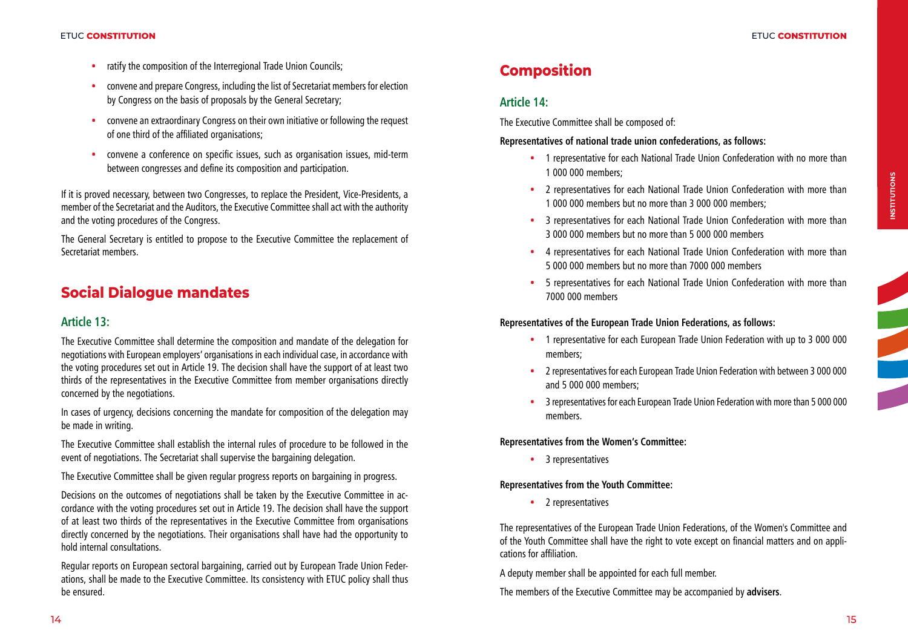- ratify the composition of the Interregional Trade Union Councils;
- convene and prepare Congress, including the list of Secretariat members for election by Congress on the basis of proposals by the General Secretary;
- convene an extraordinary Congress on their own initiative or following the request of one third of the affiliated organisations;
- convene a conference on specific issues, such as organisation issues, mid-term between congresses and define its composition and participation.

If it is proved necessary, between two Congresses, to replace the President, Vice-Presidents, a member of the Secretariat and the Auditors, the Executive Committee shall act with the authority and the voting procedures of the Congress.

The General Secretary is entitled to propose to the Executive Committee the replacement of Secretariat members.

## Social Dialogue mandates

### Article 13:

The Executive Committee shall determine the composition and mandate of the delegation for negotiations with European employers' organisations in each individual case, in accordance with the voting procedures set out in Article 19. The decision shall have the support of at least two thirds of the representatives in the Executive Committee from member organisations directly concerned by the negotiations.

In cases of urgency, decisions concerning the mandate for composition of the delegation may be made in writing.

The Executive Committee shall establish the internal rules of procedure to be followed in the event of negotiations. The Secretariat shall supervise the bargaining delegation.

The Executive Committee shall be given regular progress reports on bargaining in progress.

Decisions on the outcomes of negotiations shall be taken by the Executive Committee in accordance with the voting procedures set out in Article 19. The decision shall have the support of at least two thirds of the representatives in the Executive Committee from organisations directly concerned by the negotiations. Their organisations shall have had the opportunity to hold internal consultations.

Regular reports on European sectoral bargaining, carried out by European Trade Union Federations, shall be made to the Executive Committee. Its consistency with ETUC policy shall thus be ensured.

## Composition

### Article 14:

The Executive Committee shall be composed of:

**Representatives of national trade union confederations, as follows:**

- 1 representative for each National Trade Union Confederation with no more than 1 000 000 members;
- 2 representatives for each National Trade Union Confederation with more than 1 000 000 members but no more than 3 000 000 members;
- 3 representatives for each National Trade Union Confederation with more than 3 000 000 members but no more than 5 000 000 members
- 4 representatives for each National Trade Union Confederation with more than 5 000 000 members but no more than 7000 000 members
- 5 representatives for each National Trade Union Confederation with more than 7000 000 members

**Representatives of the European Trade Union Federations, as follows:**

- 1 representative for each European Trade Union Federation with up to 3 000 000 members;
- 2 representatives for each European Trade Union Federation with between 3 000 000 and 5 000 000 members;
- 3 representatives for each European Trade Union Federation with more than 5 000 000 members.

**Representatives from the Women's Committee:**

- 3 representatives

**Representatives from the Youth Committee:**

- 2 representatives

The representatives of the European Trade Union Federations, of the Women's Committee and of the Youth Committee shall have the right to vote except on financial matters and on applications for affiliation.

A deputy member shall be appointed for each full member.

The members of the Executive Committee may be accompanied by **advisers**.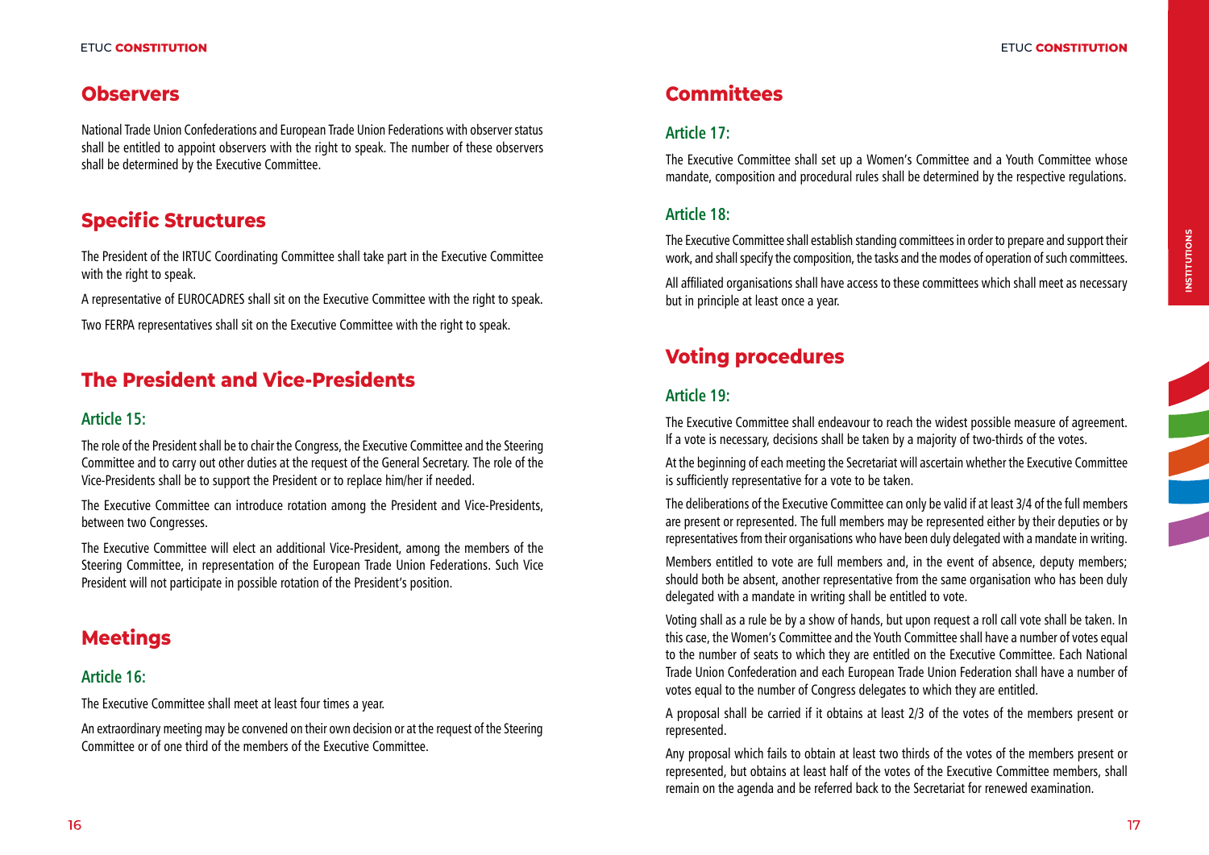## Observers

National Trade Union Confederations and European Trade Union Federations with observer status shall be entitled to appoint observers with the right to speak. The number of these observers shall be determined by the Executive Committee.

## Specific Structures

The President of the IRTUC Coordinating Committee shall take part in the Executive Committee with the right to speak.

A representative of EUROCADRES shall sit on the Executive Committee with the right to speak.

Two FERPA representatives shall sit on the Executive Committee with the right to speak.

## The President and Vice-Presidents

### Article 15:

The role of the President shall be to chair the Congress, the Executive Committee and the Steering Committee and to carry out other duties at the request of the General Secretary. The role of the Vice-Presidents shall be to support the President or to replace him/her if needed.

The Executive Committee can introduce rotation among the President and Vice-Presidents, between two Congresses.

The Executive Committee will elect an additional Vice-President, among the members of the Steering Committee, in representation of the European Trade Union Federations. Such Vice President will not participate in possible rotation of the President's position.

## Meetings

### Article 16:

The Executive Committee shall meet at least four times a year.

An extraordinary meeting may be convened on their own decision or at the request of the Steering Committee or of one third of the members of the Executive Committee.

## Committees

### Article 17:

The Executive Committee shall set up a Women's Committee and a Youth Committee whose mandate, composition and procedural rules shall be determined by the respective regulations.

### Article 18:

The Executive Committee shall establish standing committees in order to prepare and support their work, and shall specify the composition, the tasks and the modes of operation of such committees.

All affiliated organisations shall have access to these committees which shall meet as necessary but in principle at least once a year.

## Voting procedures

### Article 19:

The Executive Committee shall endeavour to reach the widest possible measure of agreement. If a vote is necessary, decisions shall be taken by a majority of two-thirds of the votes.

At the beginning of each meeting the Secretariat will ascertain whether the Executive Committee is sufficiently representative for a vote to be taken.

The deliberations of the Executive Committee can only be valid if at least 3/4 of the full members are present or represented. The full members may be represented either by their deputies or by representatives from their organisations who have been duly delegated with a mandate in writing.

Members entitled to vote are full members and, in the event of absence, deputy members; should both be absent, another representative from the same organisation who has been duly delegated with a mandate in writing shall be entitled to vote.

Voting shall as a rule be by a show of hands, but upon request a roll call vote shall be taken. In this case, the Women's Committee and the Youth Committee shall have a number of votes equal to the number of seats to which they are entitled on the Executive Committee. Each National Trade Union Confederation and each European Trade Union Federation shall have a number of votes equal to the number of Congress delegates to which they are entitled.

A proposal shall be carried if it obtains at least 2/3 of the votes of the members present or represented.

Any proposal which fails to obtain at least two thirds of the votes of the members present or represented, but obtains at least half of the votes of the Executive Committee members, shall remain on the agenda and be referred back to the Secretariat for renewed examination.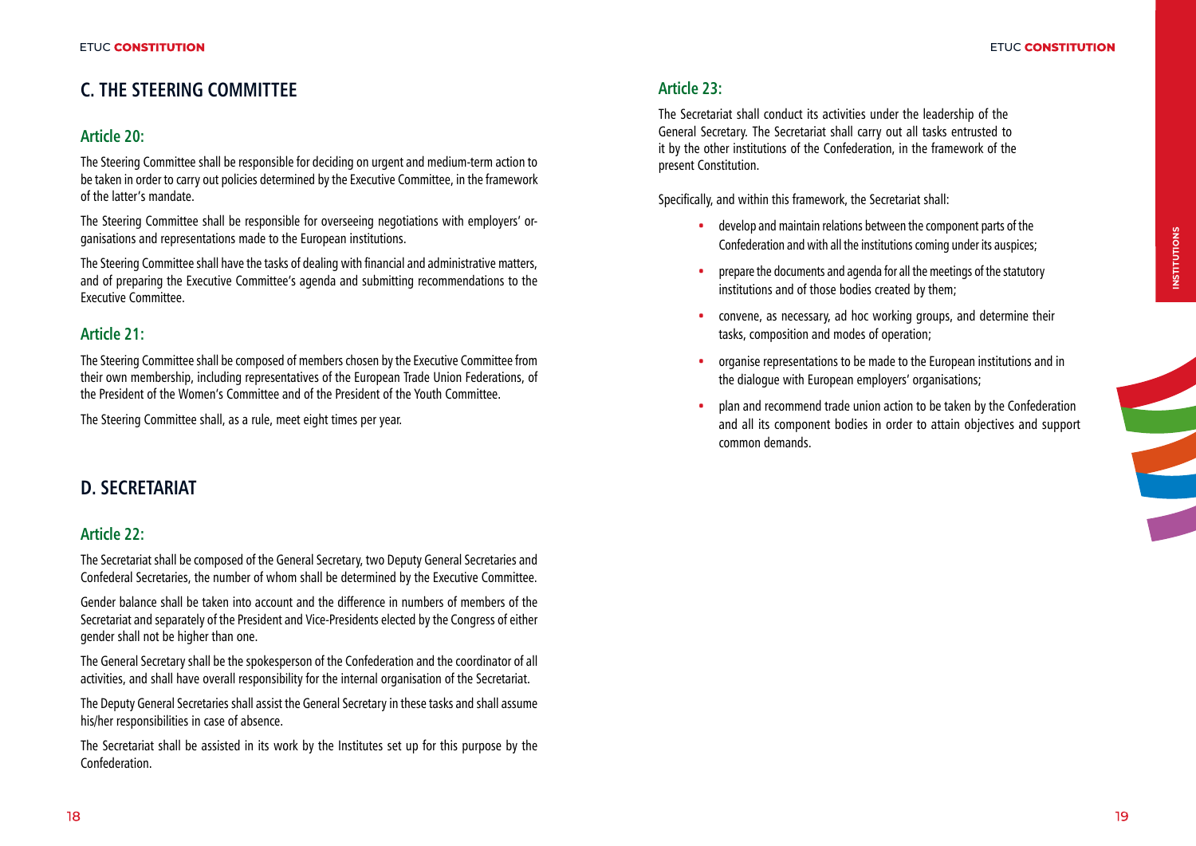## C. THE STEERING COMMITTEE

### Article 20:

The Steering Committee shall be responsible for deciding on urgent and medium-term action to be taken in order to carry out policies determined by the Executive Committee, in the framework of the latter's mandate.

The Steering Committee shall be responsible for overseeing negotiations with employers' organisations and representations made to the European institutions.

The Steering Committee shall have the tasks of dealing with financial and administrative matters, and of preparing the Executive Committee's agenda and submitting recommendations to the Executive Committee.

### Article 21:

The Steering Committee shall be composed of members chosen by the Executive Committee from their own membership, including representatives of the European Trade Union Federations, of the President of the Women's Committee and of the President of the Youth Committee.

The Steering Committee shall, as a rule, meet eight times per year.

## D. SECRETARIAT

### Article 22:

The Secretariat shall be composed of the General Secretary, two Deputy General Secretaries and Confederal Secretaries, the number of whom shall be determined by the Executive Committee.

Gender balance shall be taken into account and the difference in numbers of members of the Secretariat and separately of the President and Vice-Presidents elected by the Congress of either gender shall not be higher than one.

The General Secretary shall be the spokesperson of the Confederation and the coordinator of all activities, and shall have overall responsibility for the internal organisation of the Secretariat.

The Deputy General Secretaries shall assist the General Secretary in these tasks and shall assume his/her responsibilities in case of absence.

The Secretariat shall be assisted in its work by the Institutes set up for this purpose by the Confederation.

### Article 23:

The Secretariat shall conduct its activities under the leadership of the General Secretary. The Secretariat shall carry out all tasks entrusted to it by the other institutions of the Confederation, in the framework of the present Constitution.

Specifically, and within this framework, the Secretariat shall:

- develop and maintain relations between the component parts of the Confederation and with all the institutions coming under its auspices;
- prepare the documents and agenda for all the meetings of the statutory institutions and of those bodies created by them;
- convene, as necessary, ad hoc working groups, and determine their tasks, composition and modes of operation;
- organise representations to be made to the European institutions and in the dialogue with European employers' organisations;
- plan and recommend trade union action to be taken by the Confederation and all its component bodies in order to attain objectives and support common demands.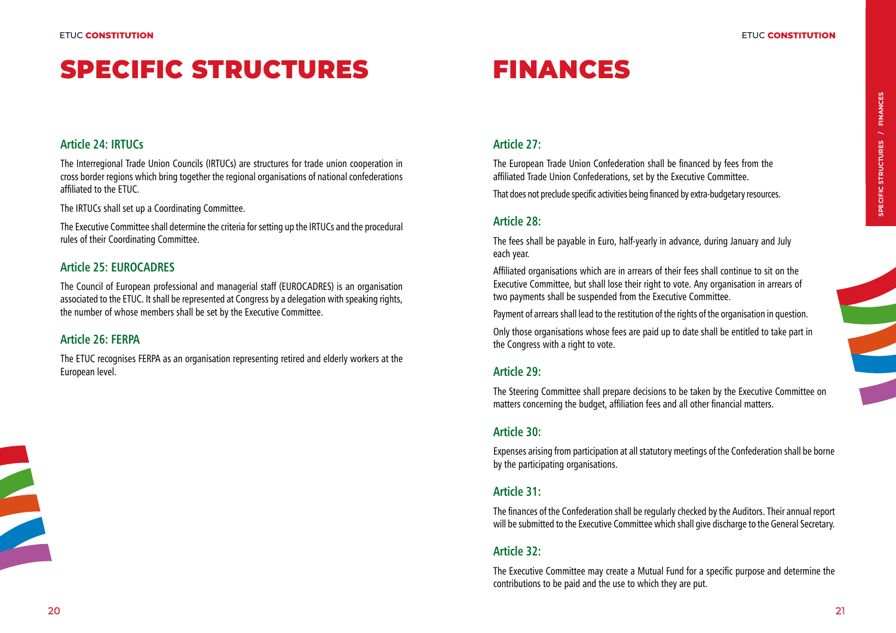# SPECIFIC STRUCTURES

### Article 24: IRTUCs

The Interregional Trade Union Councils (IRTUCs) are structures for trade union cooperation in cross border regions which bring together the regional organisations of national confederations affiliated to the ETUC.

The IRTUCs shall set up a Coordinating Committee.

The Executive Committee shall determine the criteria for setting up the IRTUCs and the procedural rules of their Coordinating Committee.

### Article 25: EUROCADRES

The Council of European professional and managerial staff (EUROCADRES) is an organisation associated to the ETUC. It shall be represented at Congress by a delegation with speaking rights, the number of whose members shall be set by the Executive Committee.

### Article 26: FERPA

The ETUC recognises FERPA as an organisation representing retired and elderly workers at the European level.

# FINANCES

### Article 27:

The European Trade Union Confederation shall be financed by fees from the affiliated Trade Union Confederations, set by the Executive Committee.

That does not preclude specific activities being financed by extra-budgetary resources.

### Article 28:

The fees shall be payable in Euro, half-yearly in advance, during January and July each year.

Affiliated organisations which are in arrears of their fees shall continue to sit on the Executive Committee, but shall lose their right to vote. Any organisation in arrears of two payments shall be suspended from the Executive Committee.

Payment of arrears shall lead to the restitution of the rights of the organisation in question.

Only those organisations whose fees are paid up to date shall be entitled to take part in the Congress with a right to vote.

### Article 29:

The Steering Committee shall prepare decisions to be taken by the Executive Committee on matters concerning the budget, affiliation fees and all other financial matters.

### Article 30:

Expenses arising from participation at all statutory meetings of the Confederation shall be borne by the participating organisations.

### Article 31:

The finances of the Confederation shall be regularly checked by the Auditors. Their annual report will be submitted to the Executive Committee which shall give discharge to the General Secretary.

### Article 32:

The Executive Committee may create a Mutual Fund for a specific purpose and determine the contributions to be paid and the use to which they are put.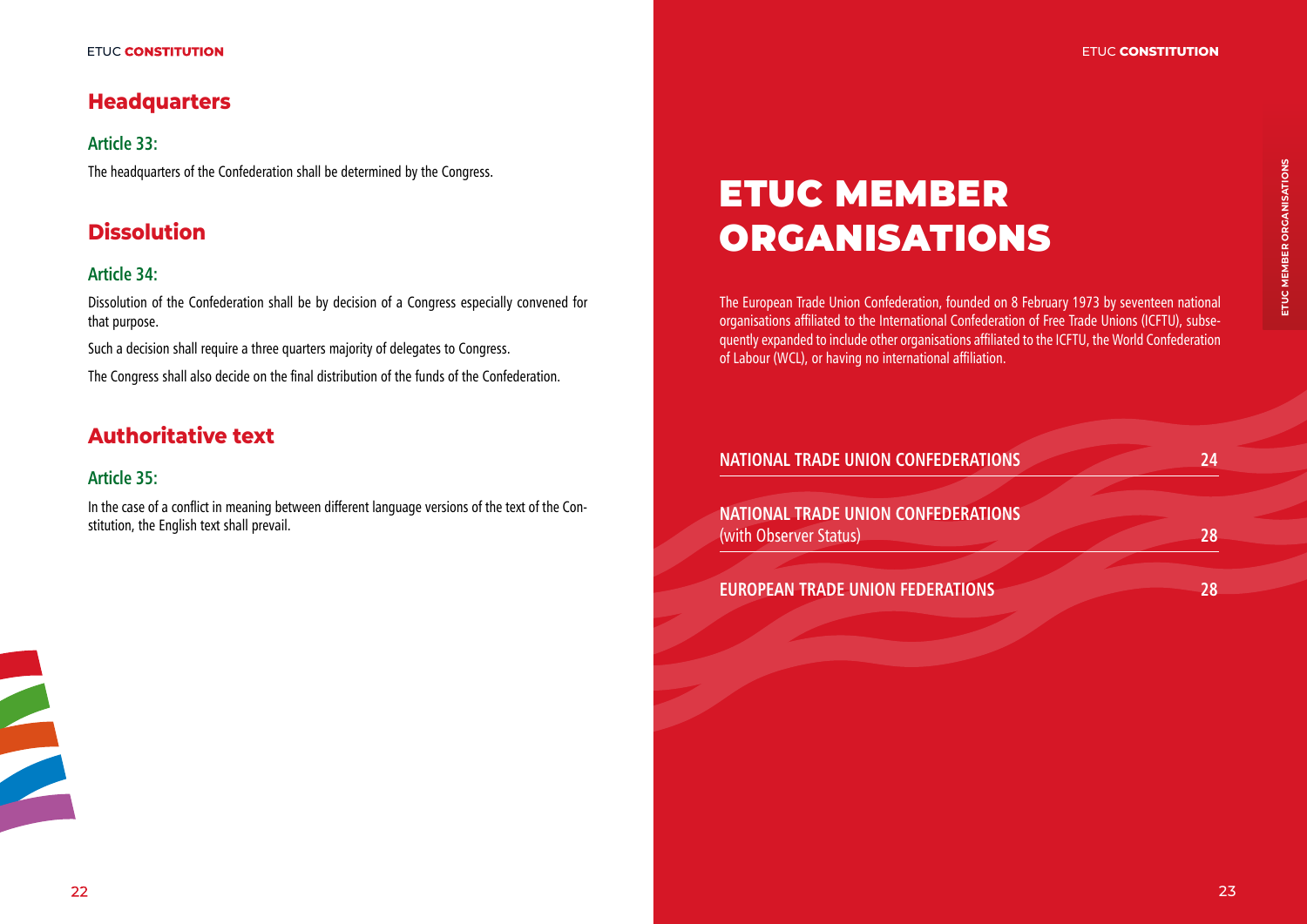## Headquarters

### Article 33:

The headquarters of the Confederation shall be determined by the Congress.

## Dissolution

### Article 34:

Dissolution of the Confederation shall be by decision of a Congress especially convened for that purpose.

Such a decision shall require a three quarters majority of delegates to Congress.

The Congress shall also decide on the final distribution of the funds of the Confederation.

## Authoritative text

### Article 35:

In the case of a conflict in meaning between different language versions of the text of the Constitution, the English text shall prevail.

# ETUC MEMBER ORGANISATIONS

The European Trade Union Confederation, founded on 8 February 1973 by seventeen national organisations affiliated to the International Confederation of Free Trade Unions (ICFTU), subsequently expanded to include other organisations affiliated to the ICFTU, the World Confederation of Labour (WCL), or having no international affiliation.

| | |
|---|---|
| **NATIONAL TRADE UNION CONFEDERATIONS** | **24** |
| **NATIONAL TRADE UNION CONFEDERATIONS** (with Observer Status) | **28** |
| **EUROPEAN TRADE UNION FEDERATIONS** | **28** |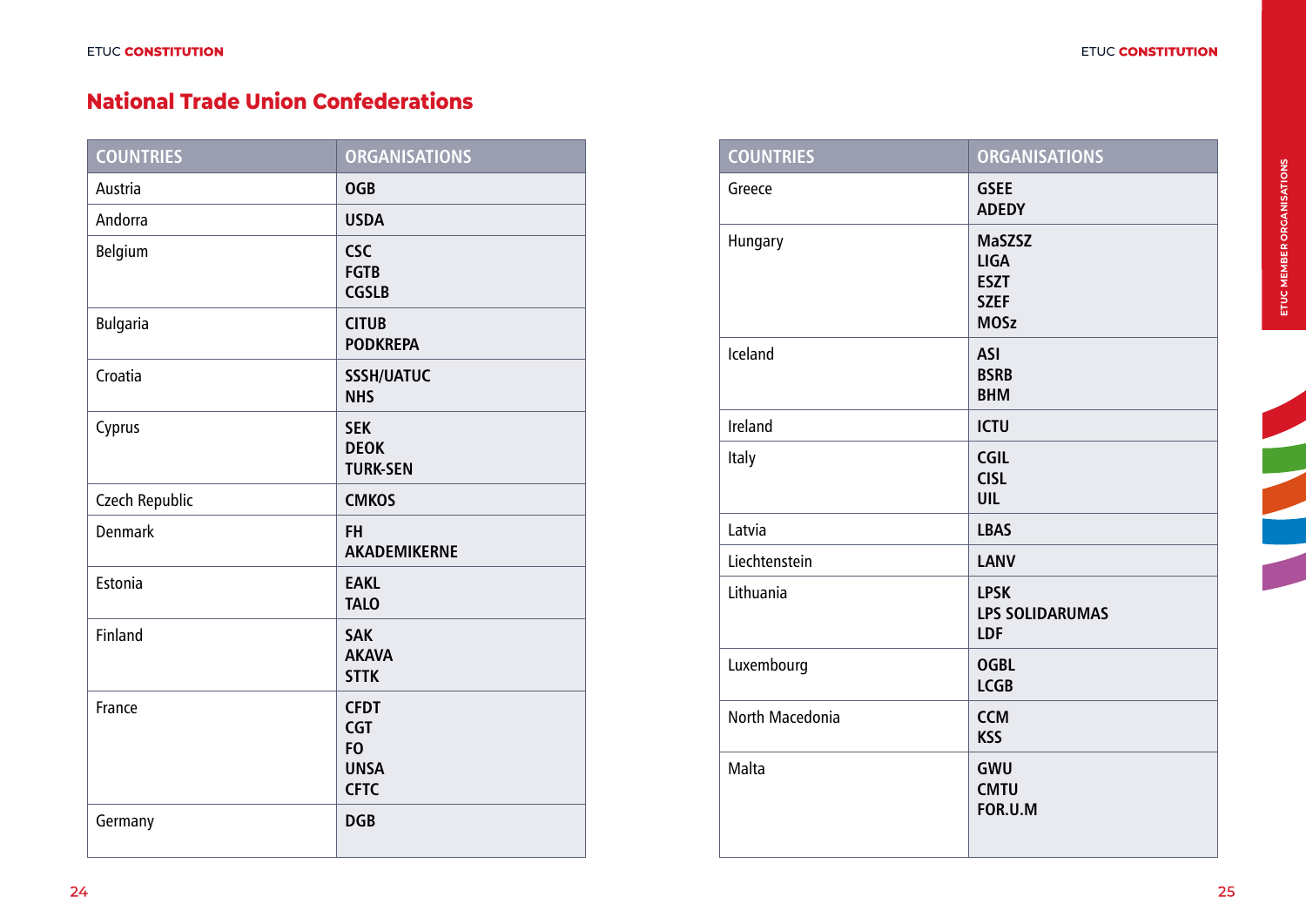## National Trade Union Confederations

| COUNTRIES | ORGANISATIONS |
|---|---|
| Austria | **OGB** |
| Andorra | **USDA** |
| Belgium | **CSC**<br>**FGTB**<br>**CGSLB** |
| Bulgaria | **CITUB**<br>**PODKREPA** |
| Croatia | **SSSH/UATUC**<br>**NHS** |
| Cyprus | **SEK**<br>**DEOK**<br>**TURK-SEN** |
| Czech Republic | **CMKOS** |
| Denmark | **FH**<br>**AKADEMIKERNE** |
| Estonia | **EAKL**<br>**TALO** |
| Finland | **SAK**<br>**AKAVA**<br>**STTK** |
| France | **CFDT**<br>**CGT**<br>**FO**<br>**UNSA**<br>**CFTC** |
| Germany | **DGB** |

| COUNTRIES | ORGANISATIONS |
|---|---|
| Greece | **GSEE**<br>**ADEDY** |
| Hungary | **MaSZSZ**<br>**LIGA**<br>**ESZT**<br>**SZEF**<br>**MOSz** |
| Iceland | **ASI**<br>**BSRB**<br>**BHM** |
| Ireland | **ICTU** |
| Italy | **CGIL**<br>**CISL**<br>**UIL** |
| Latvia | **LBAS** |
| Liechtenstein | **LANV** |
| Lithuania | **LPSK**<br>**LPS SOLIDARUMAS**<br>**LDF** |
| Luxembourg | **OGBL**<br>**LCGB** |
| North Macedonia | **CCM**<br>**KSS** |
| Malta | **GWU**<br>**CMTU**<br>**FOR.U.M** |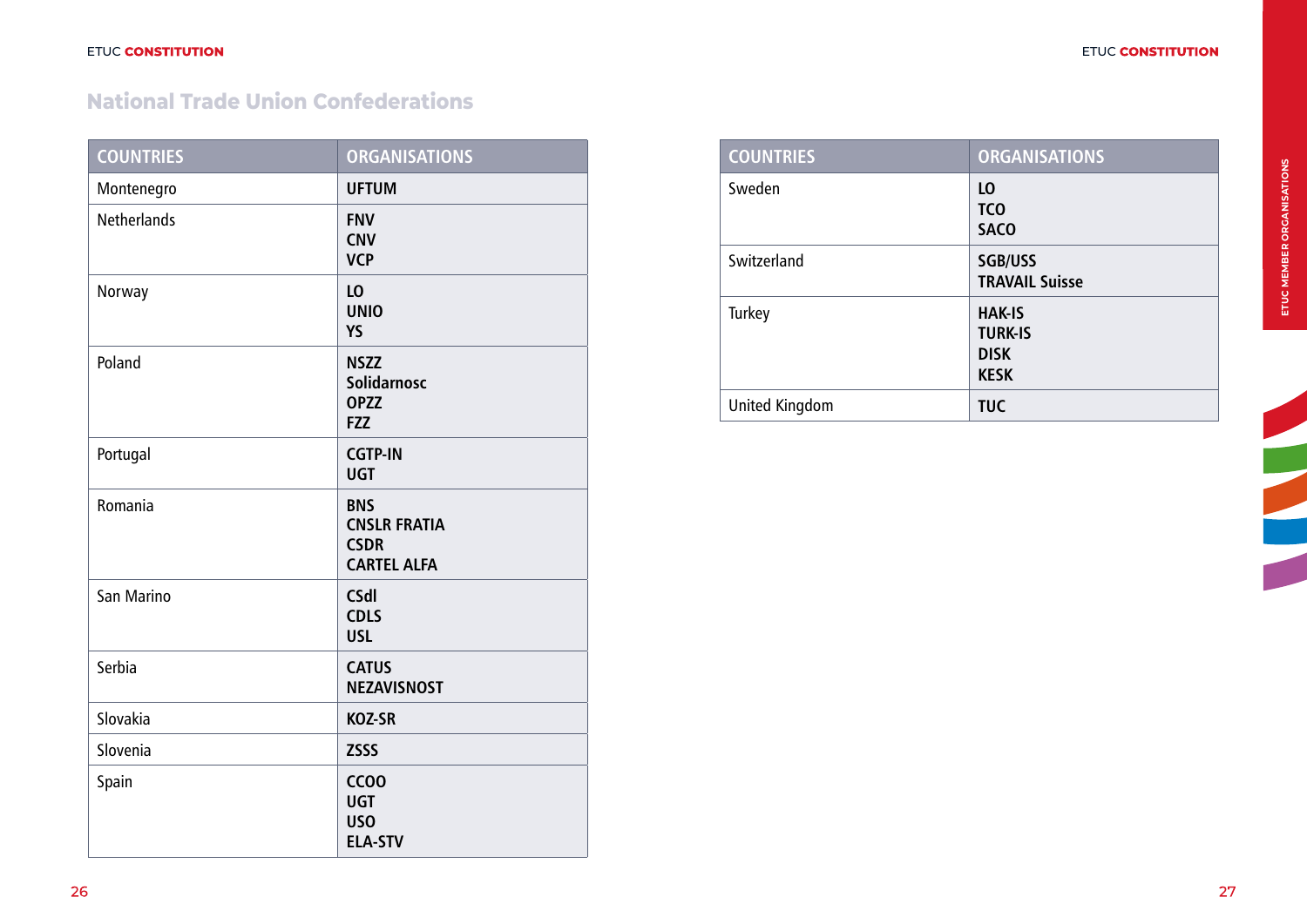## National Trade Union Confederations

| COUNTRIES | ORGANISATIONS |
|---|---|
| Montenegro | **UFTUM** |
| Netherlands | **FNV**<br>**CNV**<br>**VCP** |
| Norway | **LO**<br>**UNIO**<br>**YS** |
| Poland | **NSZZ Solidarnosc**<br>**OPZZ**<br>**FZZ** |
| Portugal | **CGTP-IN**<br>**UGT** |
| Romania | **BNS**<br>**CNSLR FRATIA**<br>**CSDR**<br>**CARTEL ALFA** |
| San Marino | **CSdl**<br>**CDLS**<br>**USL** |
| Serbia | **CATUS**<br>**NEZAVISNOST** |
| Slovakia | **KOZ-SR** |
| Slovenia | **ZSSS** |
| Spain | **CCOO**<br>**UGT**<br>**USO**<br>**ELA-STV** |
| Sweden | **LO**<br>**TCO**<br>**SACO** |
| Switzerland | **SGB/USS**<br>**TRAVAIL Suisse** |
| Turkey | **HAK-IS**<br>**TURK-IS**<br>**DISK**<br>**KESK** |
| United Kingdom | **TUC** |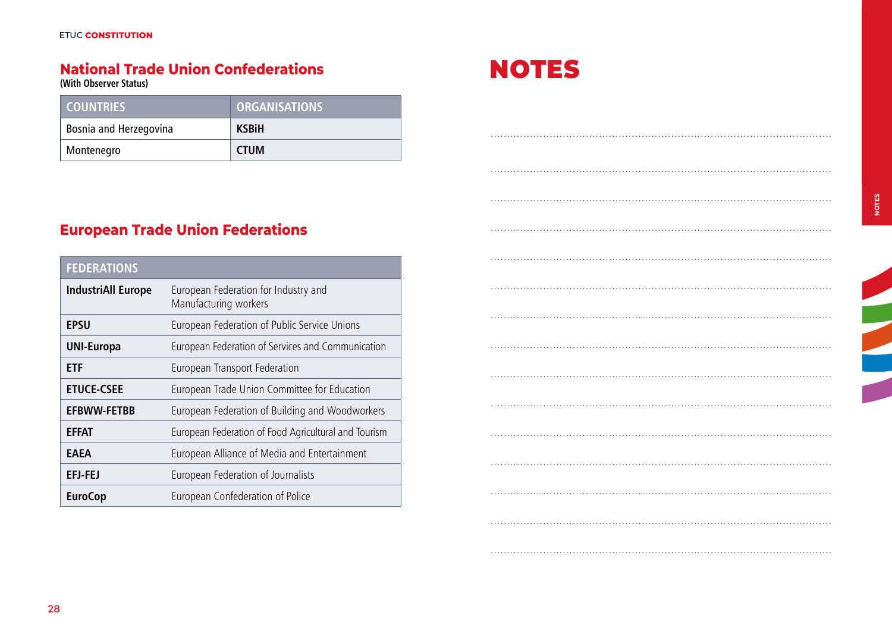## National Trade Union Confederations
**(With Observer Status)**

| COUNTRIES | ORGANISATIONS |
|---|---|
| Bosnia and Herzegovina | **KSBiH** |
| Montenegro | **CTUM** |

## European Trade Union Federations

| FEDERATIONS | |
|---|---|
| **IndustriAll Europe** | European Federation for Industry and Manufacturing workers |
| **EPSU** | European Federation of Public Service Unions |
| **UNI-Europa** | European Federation of Services and Communication |
| **ETF** | European Transport Federation |
| **ETUCE-CSEE** | European Trade Union Committee for Education |
| **EFBWW-FETBB** | European Federation of Building and Woodworkers |
| **EFFAT** | European Federation of Food Agricultural and Tourism |
| **EAEA** | European Alliance of Media and Entertainment |
| **EFJ-FEJ** | European Federation of Journalists |
| **EuroCop** | European Confederation of Police |

# NOTES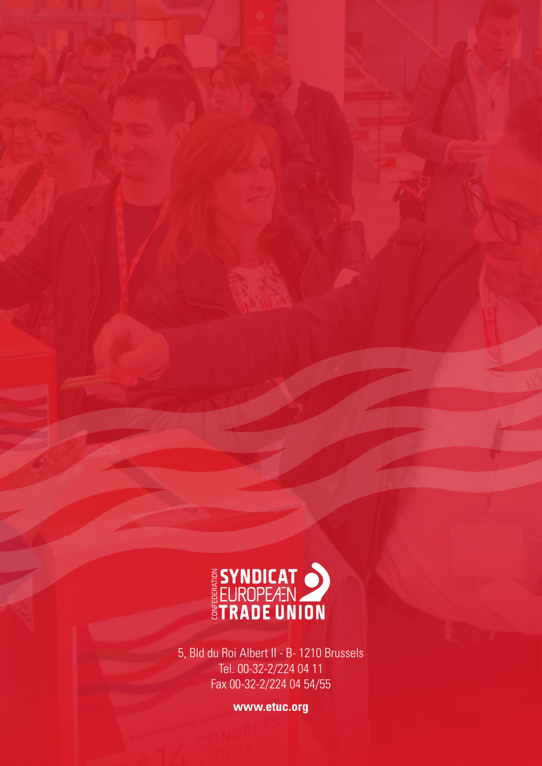CONFEDERATION SYNDICAT EUROPEÆN TRADE UNION

5, Bld du Roi Albert II - B- 1210 Brussels
Tel. 00-32-2/224 04 11
Fax 00-32-2/224 04 54/55

**www.etuc.org**